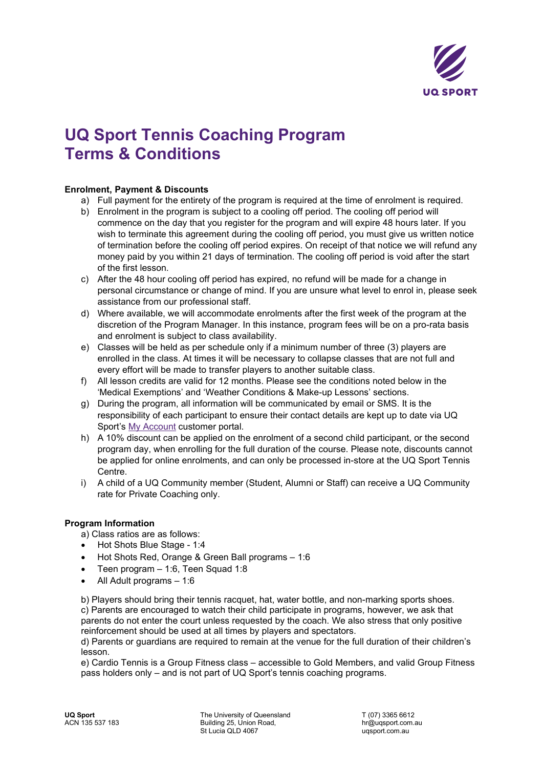# UQ Sport Tennis Coaching Program Terms & Conditions

**Enrolment, Payment & Discounts**

a) Full payment for the entirety of the program is required at the time of enrolment is required.
b) Enrolment in the program is subject to a cooling off period. The cooling off period will commence on the day that you register for the program and will expire 48 hours later. If you wish to terminate this agreement during the cooling off period, you must give us written notice of termination before the cooling off period expires. On receipt of that notice we will refund any money paid by you within 21 days of termination. The cooling off period is void after the start of the first lesson.
c) After the 48 hour cooling off period has expired, no refund will be made for a change in personal circumstance or change of mind. If you are unsure what level to enrol in, please seek assistance from our professional staff.
d) Where available, we will accommodate enrolments after the first week of the program at the discretion of the Program Manager. In this instance, program fees will be on a pro-rata basis and enrolment is subject to class availability.
e) Classes will be held as per schedule only if a minimum number of three (3) players are enrolled in the class. At times it will be necessary to collapse classes that are not full and every effort will be made to transfer players to another suitable class.
f) All lesson credits are valid for 12 months. Please see the conditions noted below in the 'Medical Exemptions' and 'Weather Conditions & Make-up Lessons' sections.
g) During the program, all information will be communicated by email or SMS. It is the responsibility of each participant to ensure their contact details are kept up to date via UQ Sport's My Account customer portal.
h) A 10% discount can be applied on the enrolment of a second child participant, or the second program day, when enrolling for the full duration of the course. Please note, discounts cannot be applied for online enrolments, and can only be processed in-store at the UQ Sport Tennis Centre.
i) A child of a UQ Community member (Student, Alumni or Staff) can receive a UQ Community rate for Private Coaching only.

**Program Information**

a) Class ratios are as follows:

- Hot Shots Blue Stage - 1:4
- Hot Shots Red, Orange & Green Ball programs – 1:6
- Teen program – 1:6, Teen Squad 1:8
- All Adult programs – 1:6

b) Players should bring their tennis racquet, hat, water bottle, and non-marking sports shoes.
c) Parents are encouraged to watch their child participate in programs, however, we ask that parents do not enter the court unless requested by the coach. We also stress that only positive reinforcement should be used at all times by players and spectators.
d) Parents or guardians are required to remain at the venue for the full duration of their children's lesson.
e) Cardio Tennis is a Group Fitness class – accessible to Gold Members, and valid Group Fitness pass holders only – and is not part of UQ Sport's tennis coaching programs.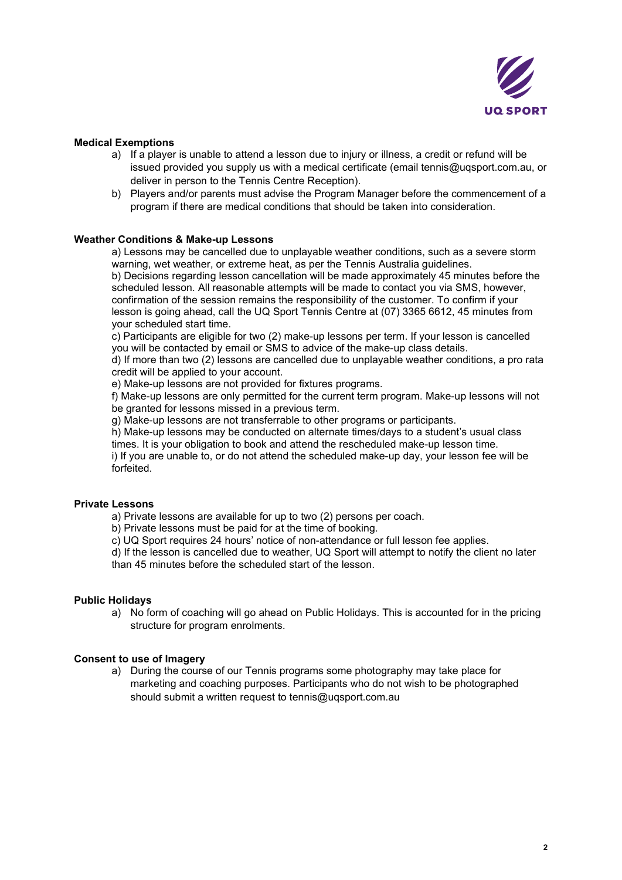**Medical Exemptions**

a) If a player is unable to attend a lesson due to injury or illness, a credit or refund will be issued provided you supply us with a medical certificate (email tennis@uqsport.com.au, or deliver in person to the Tennis Centre Reception).
b) Players and/or parents must advise the Program Manager before the commencement of a program if there are medical conditions that should be taken into consideration.

**Weather Conditions & Make-up Lessons**

a) Lessons may be cancelled due to unplayable weather conditions, such as a severe storm warning, wet weather, or extreme heat, as per the Tennis Australia guidelines.
b) Decisions regarding lesson cancellation will be made approximately 45 minutes before the scheduled lesson. All reasonable attempts will be made to contact you via SMS, however, confirmation of the session remains the responsibility of the customer. To confirm if your lesson is going ahead, call the UQ Sport Tennis Centre at (07) 3365 6612, 45 minutes from your scheduled start time.
c) Participants are eligible for two (2) make-up lessons per term. If your lesson is cancelled you will be contacted by email or SMS to advice of the make-up class details.
d) If more than two (2) lessons are cancelled due to unplayable weather conditions, a pro rata credit will be applied to your account.
e) Make-up lessons are not provided for fixtures programs.
f) Make-up lessons are only permitted for the current term program. Make-up lessons will not be granted for lessons missed in a previous term.
g) Make-up lessons are not transferrable to other programs or participants.
h) Make-up lessons may be conducted on alternate times/days to a student's usual class times. It is your obligation to book and attend the rescheduled make-up lesson time.
i) If you are unable to, or do not attend the scheduled make-up day, your lesson fee will be forfeited.

**Private Lessons**

a) Private lessons are available for up to two (2) persons per coach.
b) Private lessons must be paid for at the time of booking.
c) UQ Sport requires 24 hours' notice of non-attendance or full lesson fee applies.
d) If the lesson is cancelled due to weather, UQ Sport will attempt to notify the client no later than 45 minutes before the scheduled start of the lesson.

**Public Holidays**

a) No form of coaching will go ahead on Public Holidays. This is accounted for in the pricing structure for program enrolments.

**Consent to use of Imagery**

a) During the course of our Tennis programs some photography may take place for marketing and coaching purposes. Participants who do not wish to be photographed should submit a written request to tennis@uqsport.com.au